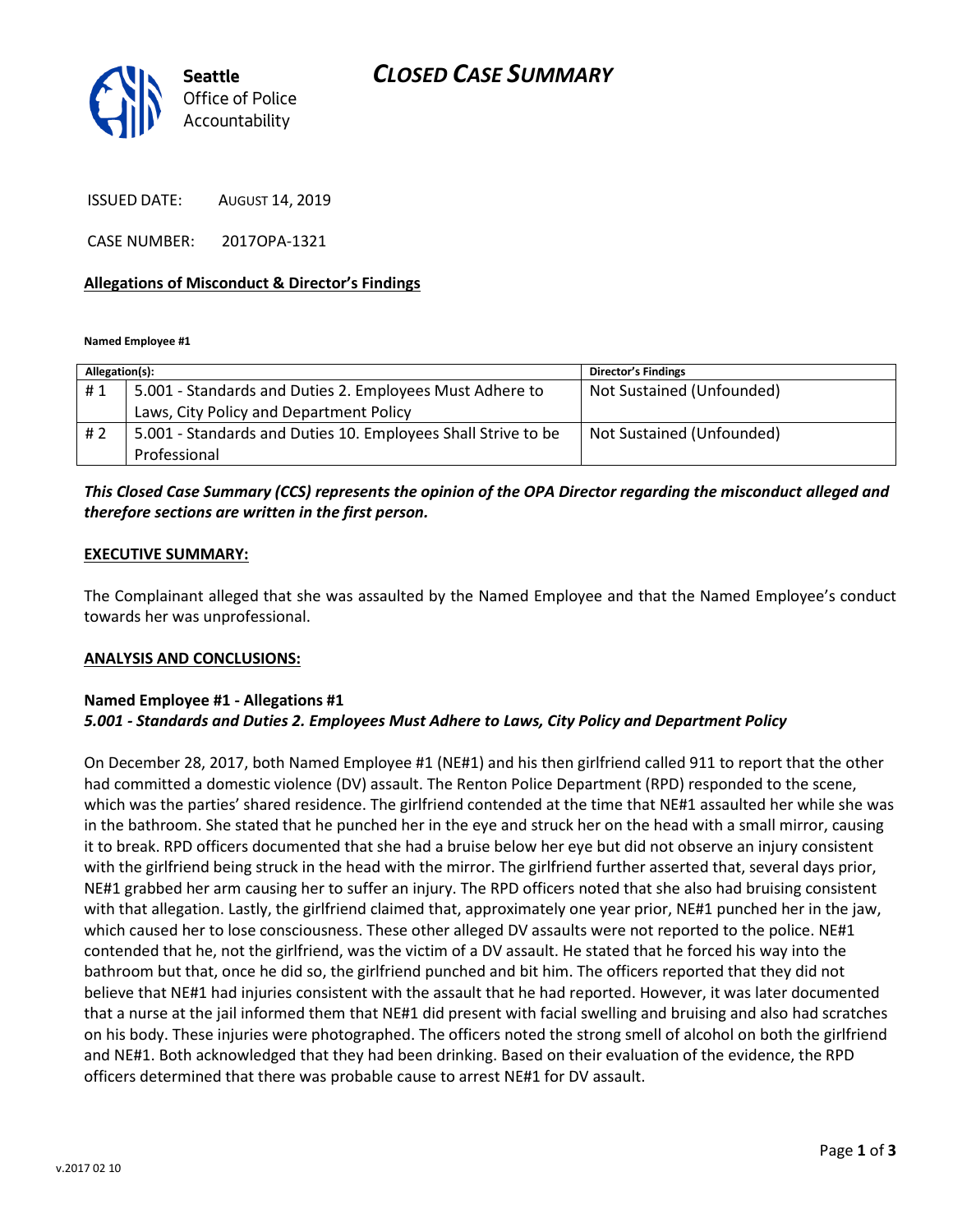# CLOSED CASE SUMMARY

**Seattle** Office of Police Accountability

ISSUED DATE: AUGUST 14, 2019

CASE NUMBER: 2017OPA-1321

**Allegations of Misconduct & Director's Findings**

**Named Employee #1**

| Allegation(s): | | Director's Findings |
|---|---|---|
| # 1 | 5.001 - Standards and Duties 2. Employees Must Adhere to Laws, City Policy and Department Policy | Not Sustained (Unfounded) |
| # 2 | 5.001 - Standards and Duties 10. Employees Shall Strive to be Professional | Not Sustained (Unfounded) |

***This Closed Case Summary (CCS) represents the opinion of the OPA Director regarding the misconduct alleged and therefore sections are written in the first person.***

**EXECUTIVE SUMMARY:**

The Complainant alleged that she was assaulted by the Named Employee and that the Named Employee's conduct towards her was unprofessional.

**ANALYSIS AND CONCLUSIONS:**

**Named Employee #1 - Allegations #1**
***5.001 - Standards and Duties 2. Employees Must Adhere to Laws, City Policy and Department Policy***

On December 28, 2017, both Named Employee #1 (NE#1) and his then girlfriend called 911 to report that the other had committed a domestic violence (DV) assault. The Renton Police Department (RPD) responded to the scene, which was the parties' shared residence. The girlfriend contended at the time that NE#1 assaulted her while she was in the bathroom. She stated that he punched her in the eye and struck her on the head with a small mirror, causing it to break. RPD officers documented that she had a bruise below her eye but did not observe an injury consistent with the girlfriend being struck in the head with the mirror. The girlfriend further asserted that, several days prior, NE#1 grabbed her arm causing her to suffer an injury. The RPD officers noted that she also had bruising consistent with that allegation. Lastly, the girlfriend claimed that, approximately one year prior, NE#1 punched her in the jaw, which caused her to lose consciousness. These other alleged DV assaults were not reported to the police. NE#1 contended that he, not the girlfriend, was the victim of a DV assault. He stated that he forced his way into the bathroom but that, once he did so, the girlfriend punched and bit him. The officers reported that they did not believe that NE#1 had injuries consistent with the assault that he had reported. However, it was later documented that a nurse at the jail informed them that NE#1 did present with facial swelling and bruising and also had scratches on his body. These injuries were photographed. The officers noted the strong smell of alcohol on both the girlfriend and NE#1. Both acknowledged that they had been drinking. Based on their evaluation of the evidence, the RPD officers determined that there was probable cause to arrest NE#1 for DV assault.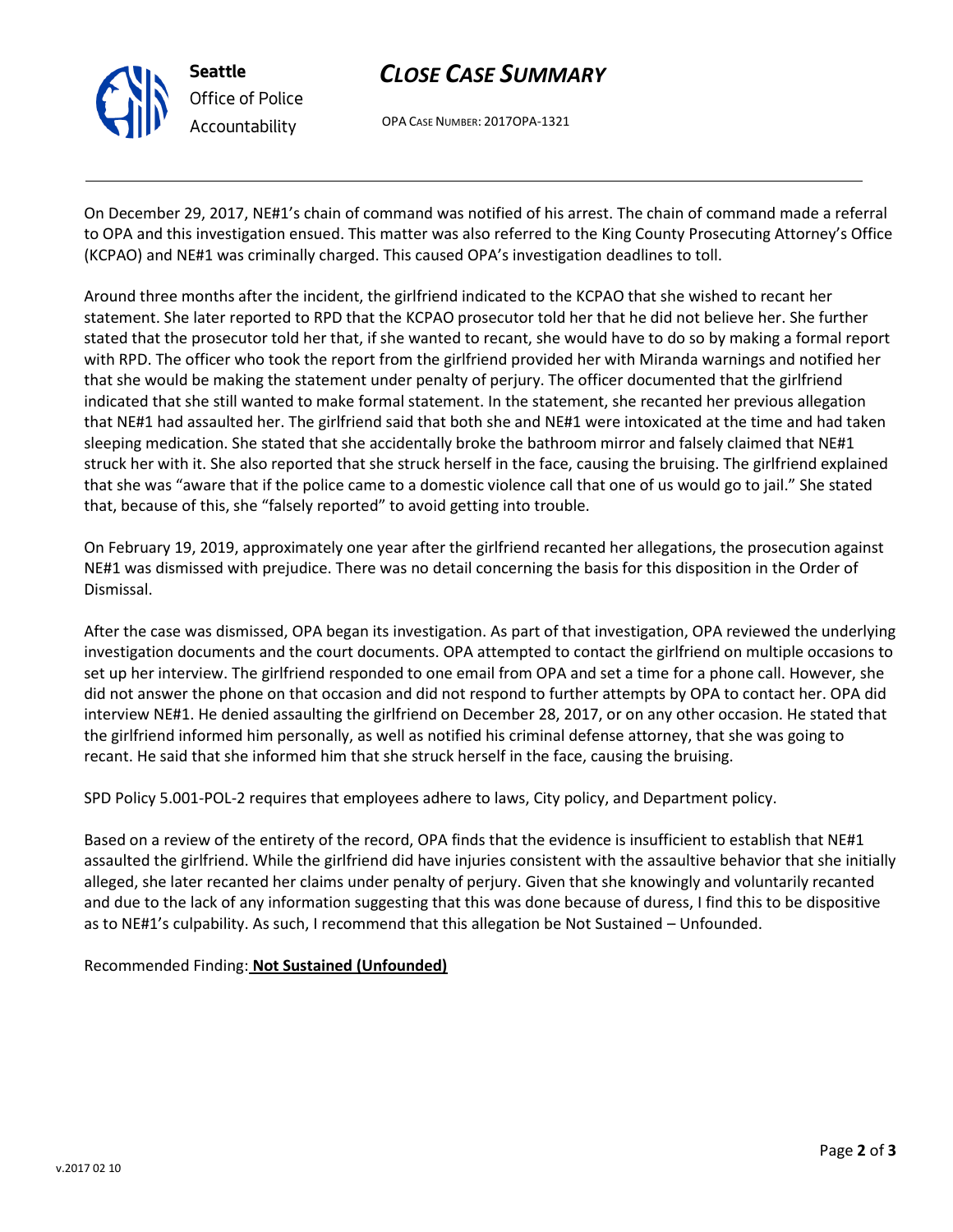On December 29, 2017, NE#1's chain of command was notified of his arrest. The chain of command made a referral to OPA and this investigation ensued. This matter was also referred to the King County Prosecuting Attorney's Office (KCPAO) and NE#1 was criminally charged. This caused OPA's investigation deadlines to toll.

Around three months after the incident, the girlfriend indicated to the KCPAO that she wished to recant her statement. She later reported to RPD that the KCPAO prosecutor told her that he did not believe her. She further stated that the prosecutor told her that, if she wanted to recant, she would have to do so by making a formal report with RPD. The officer who took the report from the girlfriend provided her with Miranda warnings and notified her that she would be making the statement under penalty of perjury. The officer documented that the girlfriend indicated that she still wanted to make formal statement. In the statement, she recanted her previous allegation that NE#1 had assaulted her. The girlfriend said that both she and NE#1 were intoxicated at the time and had taken sleeping medication. She stated that she accidentally broke the bathroom mirror and falsely claimed that NE#1 struck her with it. She also reported that she struck herself in the face, causing the bruising. The girlfriend explained that she was "aware that if the police came to a domestic violence call that one of us would go to jail." She stated that, because of this, she "falsely reported" to avoid getting into trouble.

On February 19, 2019, approximately one year after the girlfriend recanted her allegations, the prosecution against NE#1 was dismissed with prejudice. There was no detail concerning the basis for this disposition in the Order of Dismissal.

After the case was dismissed, OPA began its investigation. As part of that investigation, OPA reviewed the underlying investigation documents and the court documents. OPA attempted to contact the girlfriend on multiple occasions to set up her interview. The girlfriend responded to one email from OPA and set a time for a phone call. However, she did not answer the phone on that occasion and did not respond to further attempts by OPA to contact her. OPA did interview NE#1. He denied assaulting the girlfriend on December 28, 2017, or on any other occasion. He stated that the girlfriend informed him personally, as well as notified his criminal defense attorney, that she was going to recant. He said that she informed him that she struck herself in the face, causing the bruising.

SPD Policy 5.001-POL-2 requires that employees adhere to laws, City policy, and Department policy.

Based on a review of the entirety of the record, OPA finds that the evidence is insufficient to establish that NE#1 assaulted the girlfriend. While the girlfriend did have injuries consistent with the assaultive behavior that she initially alleged, she later recanted her claims under penalty of perjury. Given that she knowingly and voluntarily recanted and due to the lack of any information suggesting that this was done because of duress, I find this to be dispositive as to NE#1's culpability. As such, I recommend that this allegation be Not Sustained – Unfounded.

Recommended Finding: **Not Sustained (Unfounded)**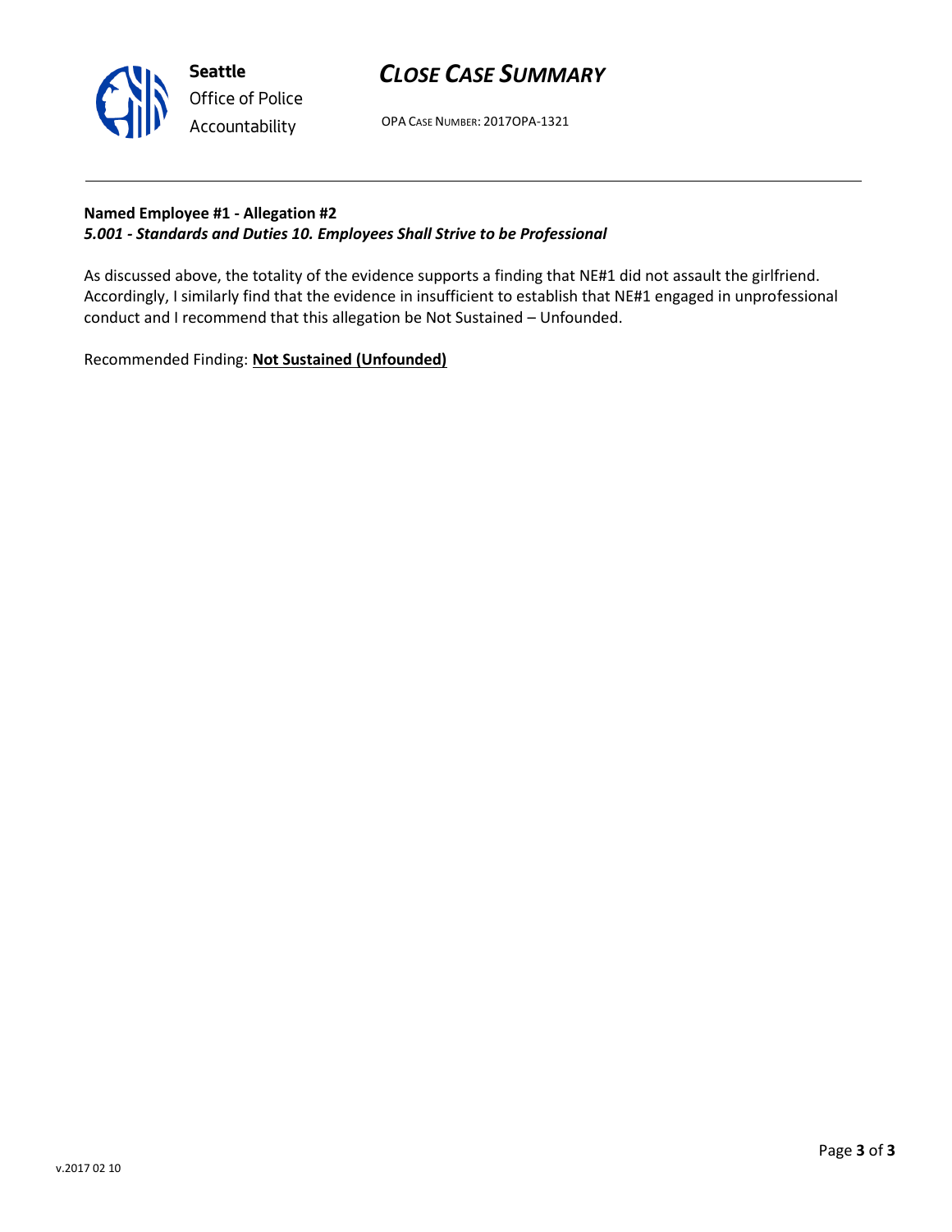**Named Employee #1 - Allegation #2**
***5.001 - Standards and Duties 10. Employees Shall Strive to be Professional***

As discussed above, the totality of the evidence supports a finding that NE#1 did not assault the girlfriend. Accordingly, I similarly find that the evidence in insufficient to establish that NE#1 engaged in unprofessional conduct and I recommend that this allegation be Not Sustained – Unfounded.

Recommended Finding: **Not Sustained (Unfounded)**